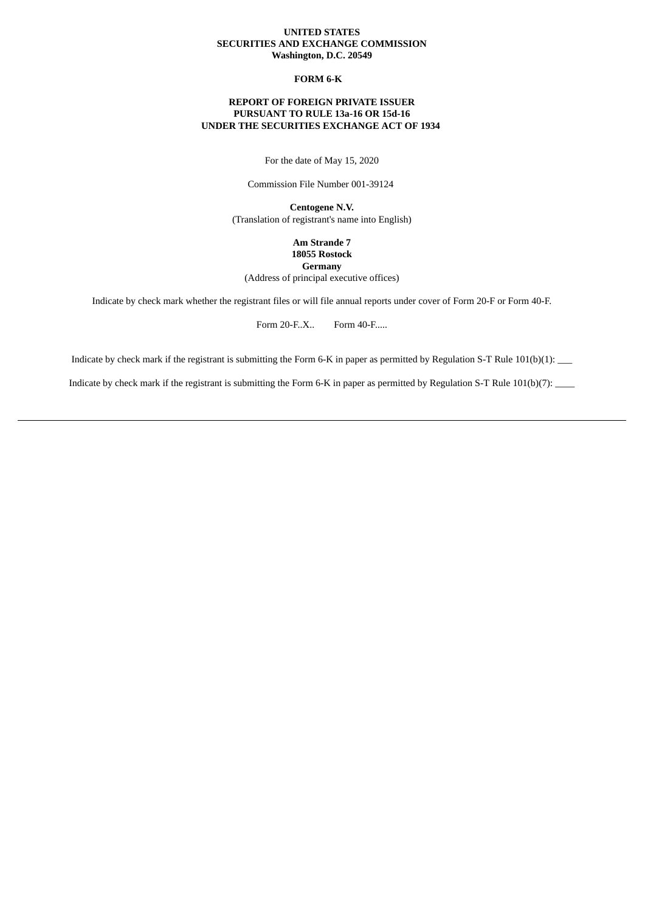**UNITED STATES**
**SECURITIES AND EXCHANGE COMMISSION**
**Washington, D.C. 20549**

**FORM 6-K**

**REPORT OF FOREIGN PRIVATE ISSUER**
**PURSUANT TO RULE 13a-16 OR 15d-16**
**UNDER THE SECURITIES EXCHANGE ACT OF 1934**

For the date of May 15, 2020

Commission File Number 001-39124

**Centogene N.V.**
(Translation of registrant's name into English)

**Am Strande 7**
**18055 Rostock**
**Germany**
(Address of principal executive offices)

Indicate by check mark whether the registrant files or will file annual reports under cover of Form 20-F or Form 40-F.

Form 20-F..X.. Form 40-F.....

Indicate by check mark if the registrant is submitting the Form 6-K in paper as permitted by Regulation S-T Rule 101(b)(1): ___

Indicate by check mark if the registrant is submitting the Form 6-K in paper as permitted by Regulation S-T Rule 101(b)(7): ____

---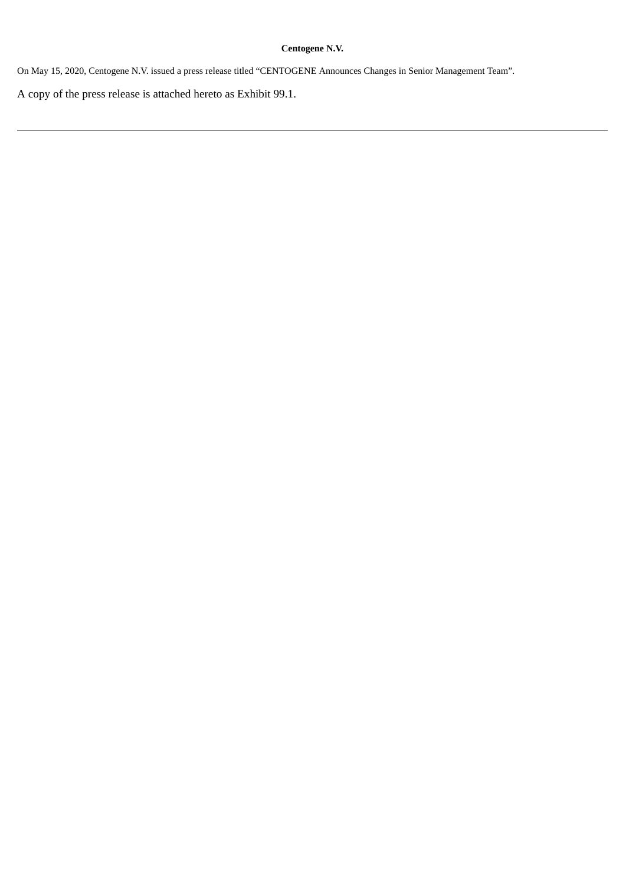**Centogene N.V.**

On May 15, 2020, Centogene N.V. issued a press release titled "CENTOGENE Announces Changes in Senior Management Team".

A copy of the press release is attached hereto as Exhibit 99.1.

---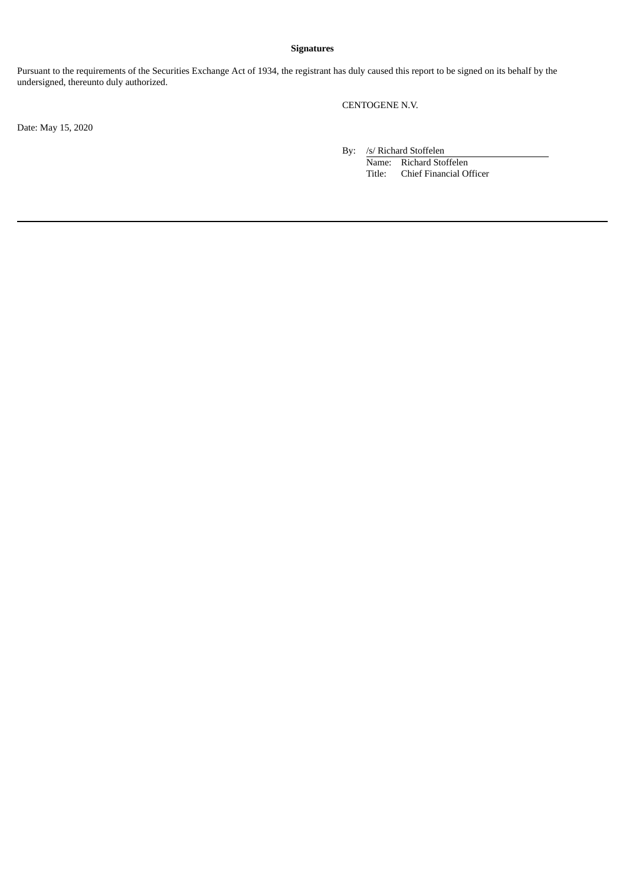**Signatures**

Pursuant to the requirements of the Securities Exchange Act of 1934, the registrant has duly caused this report to be signed on its behalf by the undersigned, thereunto duly authorized.

CENTOGENE N.V.

Date: May 15, 2020

By: /s/ Richard Stoffelen

Name: Richard Stoffelen

Title: Chief Financial Officer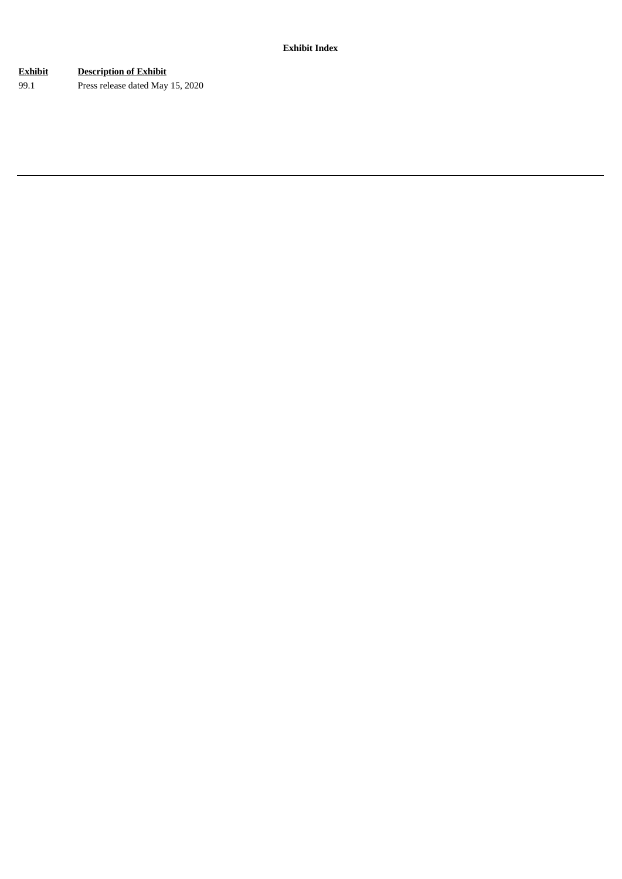**Exhibit Index**

| Exhibit | Description of Exhibit |
| --- | --- |
| 99.1 | Press release dated May 15, 2020 |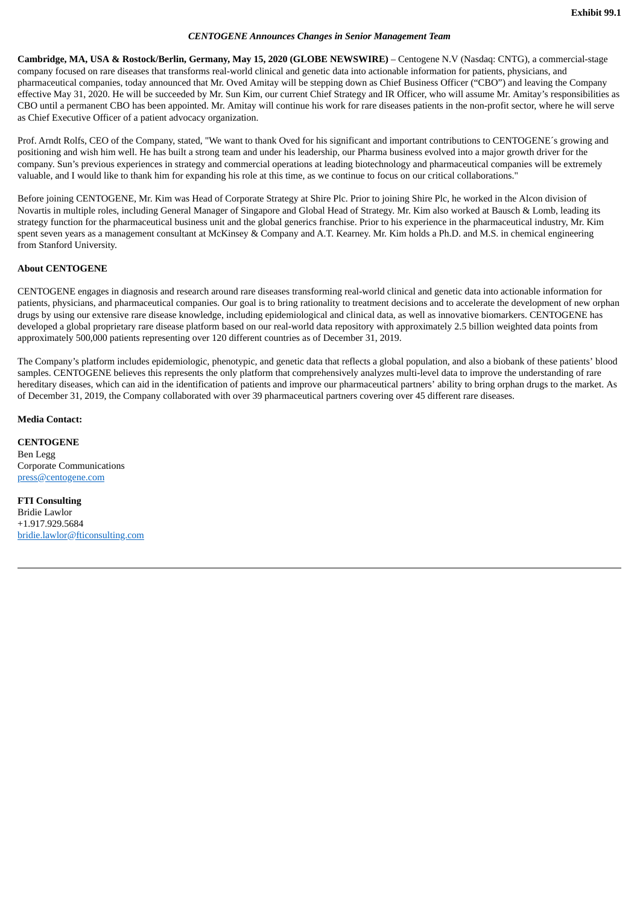Exhibit 99.1

*CENTOGENE Announces Changes in Senior Management Team*

**Cambridge, MA, USA & Rostock/Berlin, Germany, May 15, 2020 (GLOBE NEWSWIRE)** – Centogene N.V (Nasdaq: CNTG), a commercial-stage company focused on rare diseases that transforms real-world clinical and genetic data into actionable information for patients, physicians, and pharmaceutical companies, today announced that Mr. Oved Amitay will be stepping down as Chief Business Officer ("CBO") and leaving the Company effective May 31, 2020. He will be succeeded by Mr. Sun Kim, our current Chief Strategy and IR Officer, who will assume Mr. Amitay's responsibilities as CBO until a permanent CBO has been appointed. Mr. Amitay will continue his work for rare diseases patients in the non-profit sector, where he will serve as Chief Executive Officer of a patient advocacy organization.

Prof. Arndt Rolfs, CEO of the Company, stated, "We want to thank Oved for his significant and important contributions to CENTOGENE´s growing and positioning and wish him well. He has built a strong team and under his leadership, our Pharma business evolved into a major growth driver for the company. Sun's previous experiences in strategy and commercial operations at leading biotechnology and pharmaceutical companies will be extremely valuable, and I would like to thank him for expanding his role at this time, as we continue to focus on our critical collaborations."

Before joining CENTOGENE, Mr. Kim was Head of Corporate Strategy at Shire Plc. Prior to joining Shire Plc, he worked in the Alcon division of Novartis in multiple roles, including General Manager of Singapore and Global Head of Strategy. Mr. Kim also worked at Bausch & Lomb, leading its strategy function for the pharmaceutical business unit and the global generics franchise. Prior to his experience in the pharmaceutical industry, Mr. Kim spent seven years as a management consultant at McKinsey & Company and A.T. Kearney. Mr. Kim holds a Ph.D. and M.S. in chemical engineering from Stanford University.

**About CENTOGENE**

CENTOGENE engages in diagnosis and research around rare diseases transforming real-world clinical and genetic data into actionable information for patients, physicians, and pharmaceutical companies. Our goal is to bring rationality to treatment decisions and to accelerate the development of new orphan drugs by using our extensive rare disease knowledge, including epidemiological and clinical data, as well as innovative biomarkers. CENTOGENE has developed a global proprietary rare disease platform based on our real-world data repository with approximately 2.5 billion weighted data points from approximately 500,000 patients representing over 120 different countries as of December 31, 2019.

The Company's platform includes epidemiologic, phenotypic, and genetic data that reflects a global population, and also a biobank of these patients' blood samples. CENTOGENE believes this represents the only platform that comprehensively analyzes multi-level data to improve the understanding of rare hereditary diseases, which can aid in the identification of patients and improve our pharmaceutical partners' ability to bring orphan drugs to the market. As of December 31, 2019, the Company collaborated with over 39 pharmaceutical partners covering over 45 different rare diseases.

**Media Contact:**

**CENTOGENE**
Ben Legg
Corporate Communications
press@centogene.com

**FTI Consulting**
Bridie Lawlor
+1.917.929.5684
bridie.lawlor@fticonsulting.com